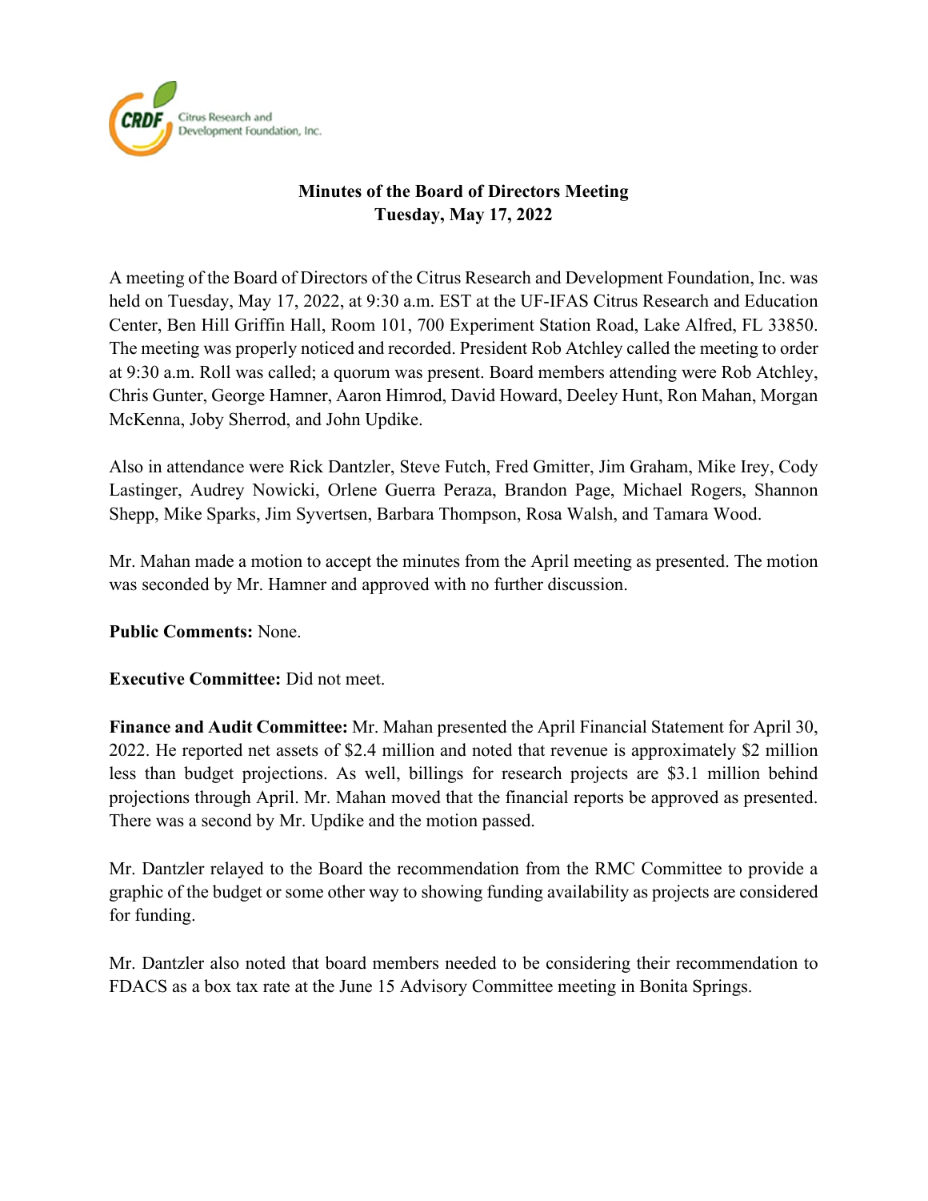# Minutes of the Board of Directors Meeting
## Tuesday, May 17, 2022

A meeting of the Board of Directors of the Citrus Research and Development Foundation, Inc. was held on Tuesday, May 17, 2022, at 9:30 a.m. EST at the UF-IFAS Citrus Research and Education Center, Ben Hill Griffin Hall, Room 101, 700 Experiment Station Road, Lake Alfred, FL 33850. The meeting was properly noticed and recorded. President Rob Atchley called the meeting to order at 9:30 a.m. Roll was called; a quorum was present. Board members attending were Rob Atchley, Chris Gunter, George Hamner, Aaron Himrod, David Howard, Deeley Hunt, Ron Mahan, Morgan McKenna, Joby Sherrod, and John Updike.

Also in attendance were Rick Dantzler, Steve Futch, Fred Gmitter, Jim Graham, Mike Irey, Cody Lastinger, Audrey Nowicki, Orlene Guerra Peraza, Brandon Page, Michael Rogers, Shannon Shepp, Mike Sparks, Jim Syvertsen, Barbara Thompson, Rosa Walsh, and Tamara Wood.

Mr. Mahan made a motion to accept the minutes from the April meeting as presented. The motion was seconded by Mr. Hamner and approved with no further discussion.

**Public Comments:** None.

**Executive Committee:** Did not meet.

**Finance and Audit Committee:** Mr. Mahan presented the April Financial Statement for April 30, 2022. He reported net assets of $2.4 million and noted that revenue is approximately $2 million less than budget projections. As well, billings for research projects are $3.1 million behind projections through April. Mr. Mahan moved that the financial reports be approved as presented. There was a second by Mr. Updike and the motion passed.

Mr. Dantzler relayed to the Board the recommendation from the RMC Committee to provide a graphic of the budget or some other way to showing funding availability as projects are considered for funding.

Mr. Dantzler also noted that board members needed to be considering their recommendation to FDACS as a box tax rate at the June 15 Advisory Committee meeting in Bonita Springs.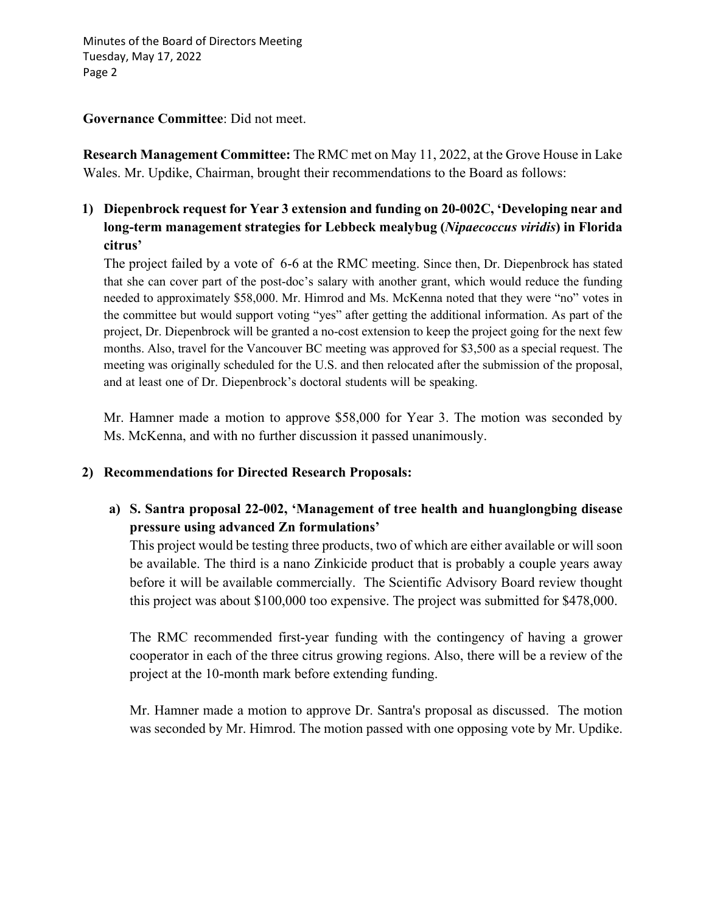**Governance Committee**: Did not meet.

**Research Management Committee:** The RMC met on May 11, 2022, at the Grove House in Lake Wales. Mr. Updike, Chairman, brought their recommendations to the Board as follows:

**1) Diepenbrock request for Year 3 extension and funding on 20-002C, 'Developing near and long-term management strategies for Lebbeck mealybug (*Nipaecoccus viridis*) in Florida citrus'**

The project failed by a vote of 6-6 at the RMC meeting. Since then, Dr. Diepenbrock has stated that she can cover part of the post-doc's salary with another grant, which would reduce the funding needed to approximately $58,000. Mr. Himrod and Ms. McKenna noted that they were "no" votes in the committee but would support voting "yes" after getting the additional information. As part of the project, Dr. Diepenbrock will be granted a no-cost extension to keep the project going for the next few months. Also, travel for the Vancouver BC meeting was approved for $3,500 as a special request. The meeting was originally scheduled for the U.S. and then relocated after the submission of the proposal, and at least one of Dr. Diepenbrock's doctoral students will be speaking.

Mr. Hamner made a motion to approve $58,000 for Year 3. The motion was seconded by Ms. McKenna, and with no further discussion it passed unanimously.

**2) Recommendations for Directed Research Proposals:**

**a) S. Santra proposal 22-002, 'Management of tree health and huanglongbing disease pressure using advanced Zn formulations'**

This project would be testing three products, two of which are either available or will soon be available. The third is a nano Zinkicide product that is probably a couple years away before it will be available commercially. The Scientific Advisory Board review thought this project was about $100,000 too expensive. The project was submitted for $478,000.

The RMC recommended first-year funding with the contingency of having a grower cooperator in each of the three citrus growing regions. Also, there will be a review of the project at the 10-month mark before extending funding.

Mr. Hamner made a motion to approve Dr. Santra's proposal as discussed. The motion was seconded by Mr. Himrod. The motion passed with one opposing vote by Mr. Updike.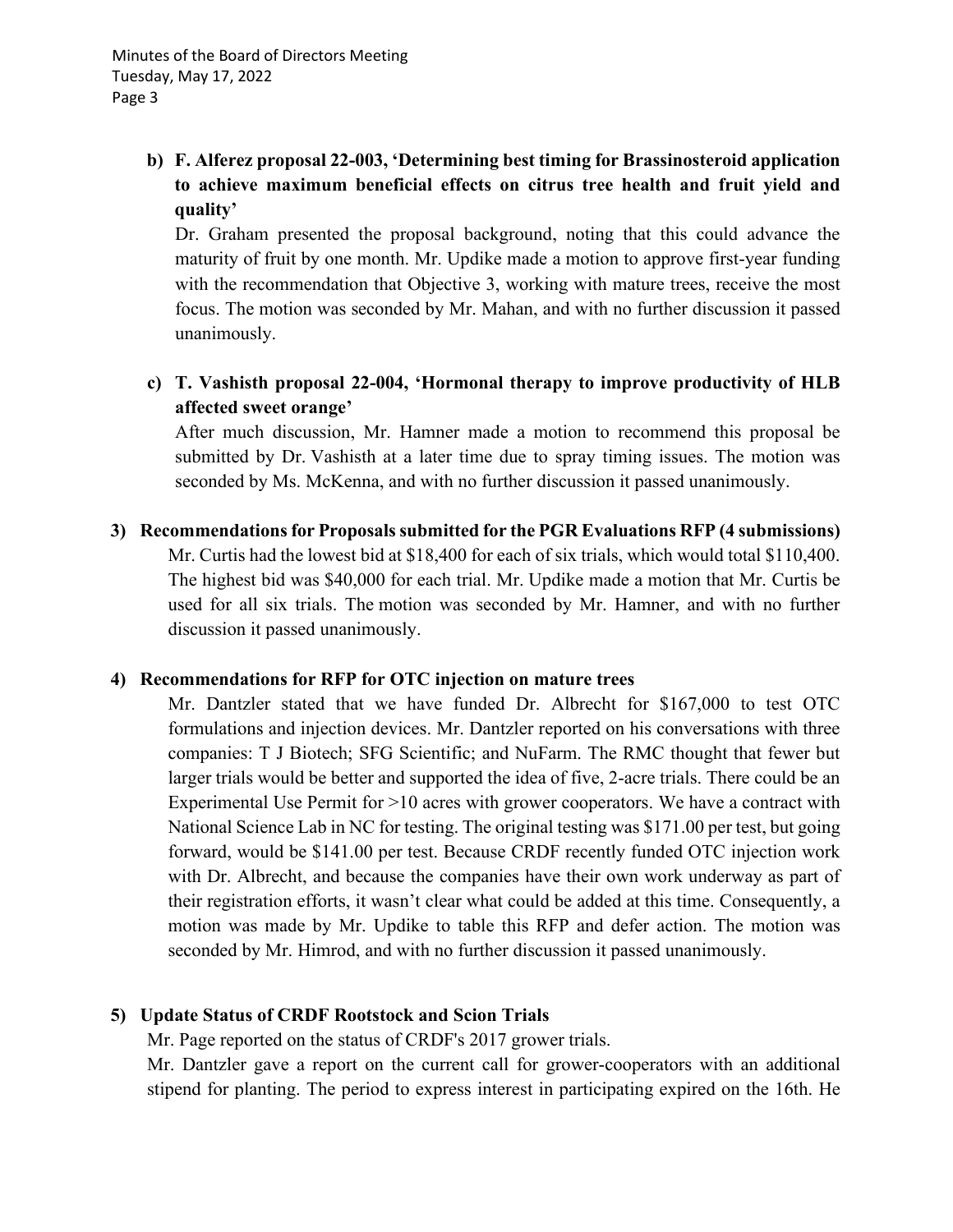**b) F. Alferez proposal 22-003, 'Determining best timing for Brassinosteroid application to achieve maximum beneficial effects on citrus tree health and fruit yield and quality'**

Dr. Graham presented the proposal background, noting that this could advance the maturity of fruit by one month. Mr. Updike made a motion to approve first-year funding with the recommendation that Objective 3, working with mature trees, receive the most focus. The motion was seconded by Mr. Mahan, and with no further discussion it passed unanimously.

**c) T. Vashisth proposal 22-004, 'Hormonal therapy to improve productivity of HLB affected sweet orange'**

After much discussion, Mr. Hamner made a motion to recommend this proposal be submitted by Dr. Vashisth at a later time due to spray timing issues. The motion was seconded by Ms. McKenna, and with no further discussion it passed unanimously.

**3) Recommendations for Proposals submitted for the PGR Evaluations RFP (4 submissions)**

Mr. Curtis had the lowest bid at $18,400 for each of six trials, which would total $110,400. The highest bid was $40,000 for each trial. Mr. Updike made a motion that Mr. Curtis be used for all six trials. The motion was seconded by Mr. Hamner, and with no further discussion it passed unanimously.

**4) Recommendations for RFP for OTC injection on mature trees**

Mr. Dantzler stated that we have funded Dr. Albrecht for $167,000 to test OTC formulations and injection devices. Mr. Dantzler reported on his conversations with three companies: T J Biotech; SFG Scientific; and NuFarm. The RMC thought that fewer but larger trials would be better and supported the idea of five, 2-acre trials. There could be an Experimental Use Permit for >10 acres with grower cooperators. We have a contract with National Science Lab in NC for testing. The original testing was $171.00 per test, but going forward, would be $141.00 per test. Because CRDF recently funded OTC injection work with Dr. Albrecht, and because the companies have their own work underway as part of their registration efforts, it wasn't clear what could be added at this time. Consequently, a motion was made by Mr. Updike to table this RFP and defer action. The motion was seconded by Mr. Himrod, and with no further discussion it passed unanimously.

**5) Update Status of CRDF Rootstock and Scion Trials**

Mr. Page reported on the status of CRDF's 2017 grower trials.

Mr. Dantzler gave a report on the current call for grower-cooperators with an additional stipend for planting. The period to express interest in participating expired on the 16th. He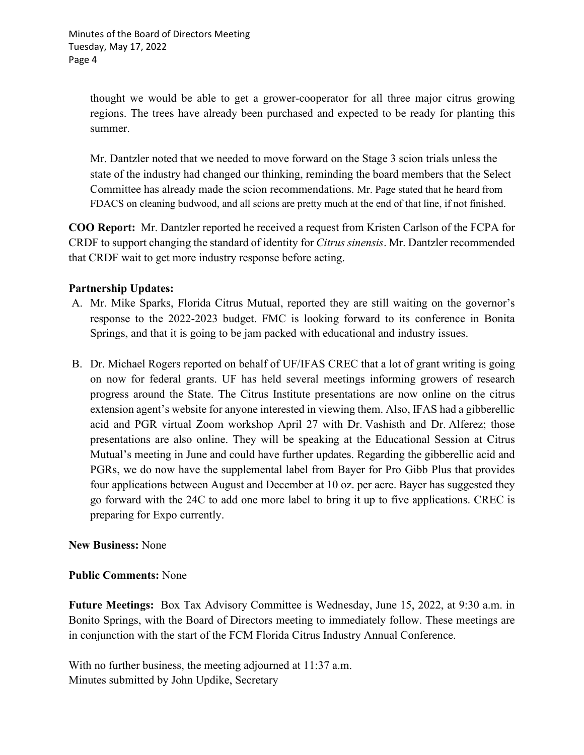thought we would be able to get a grower-cooperator for all three major citrus growing regions. The trees have already been purchased and expected to be ready for planting this summer.

Mr. Dantzler noted that we needed to move forward on the Stage 3 scion trials unless the state of the industry had changed our thinking, reminding the board members that the Select Committee has already made the scion recommendations. Mr. Page stated that he heard from FDACS on cleaning budwood, and all scions are pretty much at the end of that line, if not finished.

**COO Report:** Mr. Dantzler reported he received a request from Kristen Carlson of the FCPA for CRDF to support changing the standard of identity for *Citrus sinensis*. Mr. Dantzler recommended that CRDF wait to get more industry response before acting.

**Partnership Updates:**

A. Mr. Mike Sparks, Florida Citrus Mutual, reported they are still waiting on the governor's response to the 2022-2023 budget. FMC is looking forward to its conference in Bonita Springs, and that it is going to be jam packed with educational and industry issues.

B. Dr. Michael Rogers reported on behalf of UF/IFAS CREC that a lot of grant writing is going on now for federal grants. UF has held several meetings informing growers of research progress around the State. The Citrus Institute presentations are now online on the citrus extension agent's website for anyone interested in viewing them. Also, IFAS had a gibberellic acid and PGR virtual Zoom workshop April 27 with Dr. Vashisth and Dr. Alferez; those presentations are also online. They will be speaking at the Educational Session at Citrus Mutual's meeting in June and could have further updates. Regarding the gibberellic acid and PGRs, we do now have the supplemental label from Bayer for Pro Gibb Plus that provides four applications between August and December at 10 oz. per acre. Bayer has suggested they go forward with the 24C to add one more label to bring it up to five applications. CREC is preparing for Expo currently.

**New Business:** None

**Public Comments:** None

**Future Meetings:** Box Tax Advisory Committee is Wednesday, June 15, 2022, at 9:30 a.m. in Bonito Springs, with the Board of Directors meeting to immediately follow. These meetings are in conjunction with the start of the FCM Florida Citrus Industry Annual Conference.

With no further business, the meeting adjourned at 11:37 a.m.
Minutes submitted by John Updike, Secretary